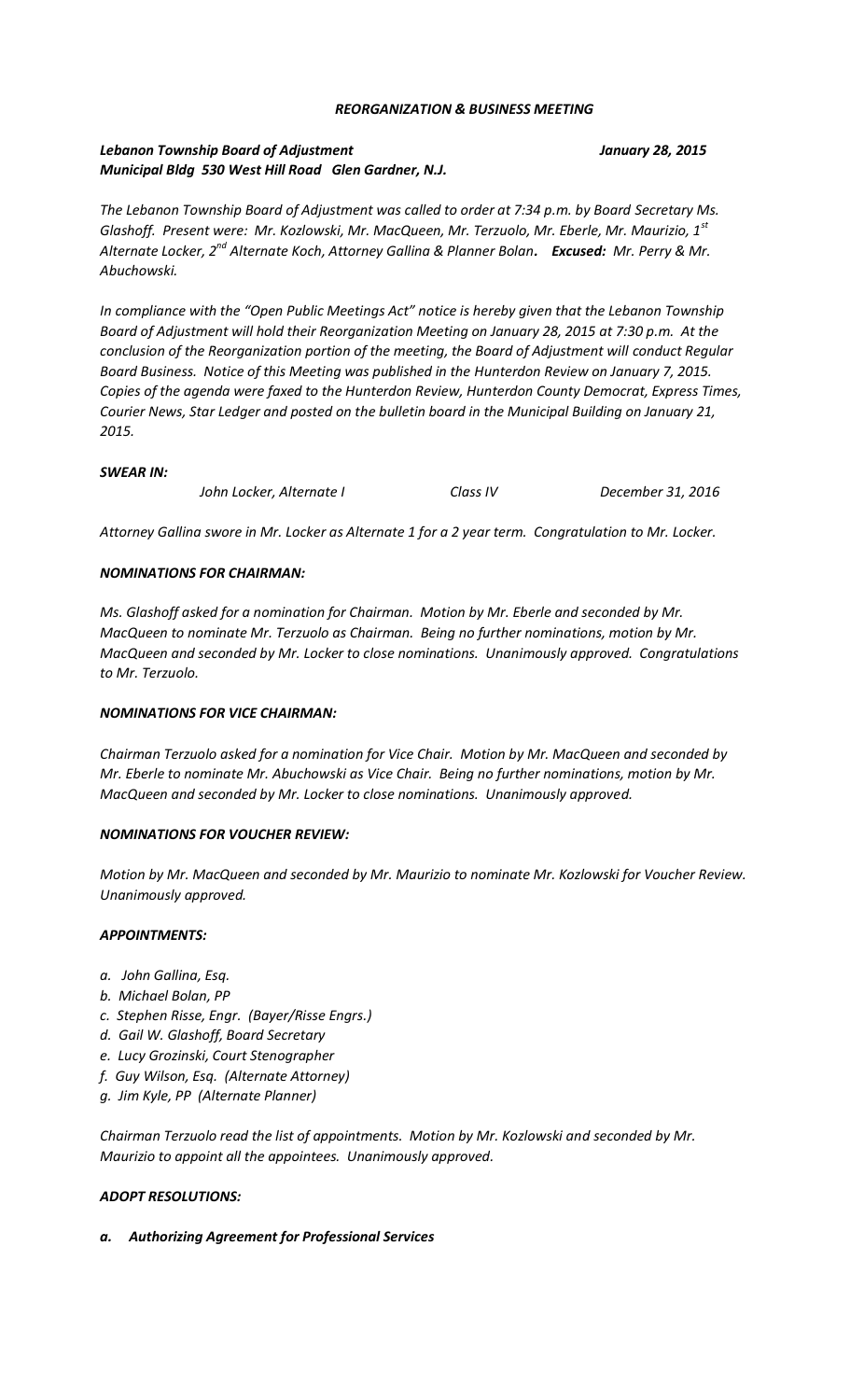***REORGANIZATION & BUSINESS MEETING***

***Lebanon Township Board of Adjustment*** ***January 28, 2015***
***Municipal Bldg 530 West Hill Road Glen Gardner, N.J.***

*The Lebanon Township Board of Adjustment was called to order at 7:34 p.m. by Board Secretary Ms. Glashoff. Present were: Mr. Kozlowski, Mr. MacQueen, Mr. Terzuolo, Mr. Eberle, Mr. Maurizio, 1st Alternate Locker, 2nd Alternate Koch, Attorney Gallina & Planner Bolan*. ***Excused:*** *Mr. Perry & Mr. Abuchowski.*

*In compliance with the "Open Public Meetings Act" notice is hereby given that the Lebanon Township Board of Adjustment will hold their Reorganization Meeting on January 28, 2015 at 7:30 p.m. At the conclusion of the Reorganization portion of the meeting, the Board of Adjustment will conduct Regular Board Business. Notice of this Meeting was published in the Hunterdon Review on January 7, 2015. Copies of the agenda were faxed to the Hunterdon Review, Hunterdon County Democrat, Express Times, Courier News, Star Ledger and posted on the bulletin board in the Municipal Building on January 21, 2015.*

***SWEAR IN:***

| *John Locker, Alternate I* | *Class IV* | *December 31, 2016* |
|---|---|---|

*Attorney Gallina swore in Mr. Locker as Alternate 1 for a 2 year term. Congratulation to Mr. Locker.*

***NOMINATIONS FOR CHAIRMAN:***

*Ms. Glashoff asked for a nomination for Chairman. Motion by Mr. Eberle and seconded by Mr. MacQueen to nominate Mr. Terzuolo as Chairman. Being no further nominations, motion by Mr. MacQueen and seconded by Mr. Locker to close nominations. Unanimously approved. Congratulations to Mr. Terzuolo.*

***NOMINATIONS FOR VICE CHAIRMAN:***

*Chairman Terzuolo asked for a nomination for Vice Chair. Motion by Mr. MacQueen and seconded by Mr. Eberle to nominate Mr. Abuchowski as Vice Chair. Being no further nominations, motion by Mr. MacQueen and seconded by Mr. Locker to close nominations. Unanimously approved.*

***NOMINATIONS FOR VOUCHER REVIEW:***

*Motion by Mr. MacQueen and seconded by Mr. Maurizio to nominate Mr. Kozlowski for Voucher Review. Unanimously approved.*

***APPOINTMENTS:***

- *a. John Gallina, Esq.*
- *b. Michael Bolan, PP*
- *c. Stephen Risse, Engr. (Bayer/Risse Engrs.)*
- *d. Gail W. Glashoff, Board Secretary*
- *e. Lucy Grozinski, Court Stenographer*
- *f. Guy Wilson, Esq. (Alternate Attorney)*
- *g. Jim Kyle, PP (Alternate Planner)*

*Chairman Terzuolo read the list of appointments. Motion by Mr. Kozlowski and seconded by Mr. Maurizio to appoint all the appointees. Unanimously approved.*

***ADOPT RESOLUTIONS:***

***a. Authorizing Agreement for Professional Services***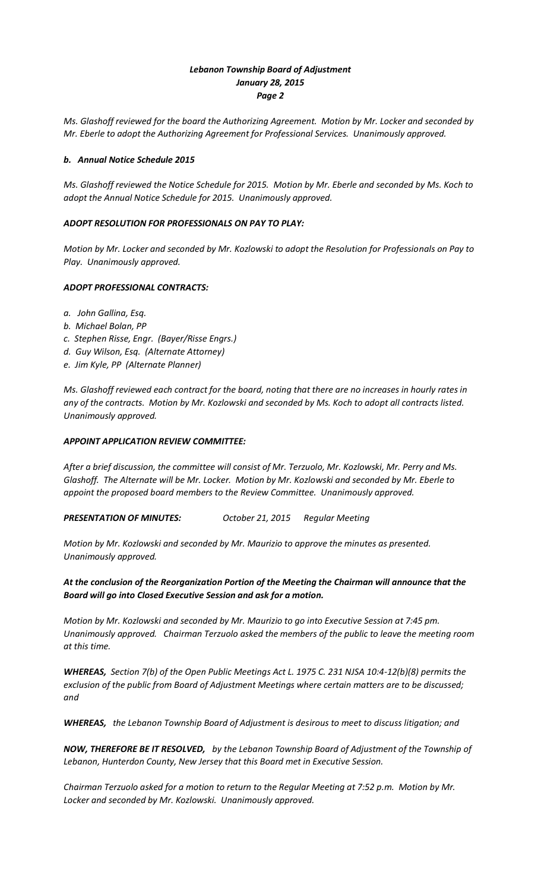*Ms. Glashoff reviewed for the board the Authorizing Agreement. Motion by Mr. Locker and seconded by Mr. Eberle to adopt the Authorizing Agreement for Professional Services. Unanimously approved.*

### ***b. Annual Notice Schedule 2015***

*Ms. Glashoff reviewed the Notice Schedule for 2015. Motion by Mr. Eberle and seconded by Ms. Koch to adopt the Annual Notice Schedule for 2015. Unanimously approved.*

### ***ADOPT RESOLUTION FOR PROFESSIONALS ON PAY TO PLAY:***

*Motion by Mr. Locker and seconded by Mr. Kozlowski to adopt the Resolution for Professionals on Pay to Play. Unanimously approved.*

### ***ADOPT PROFESSIONAL CONTRACTS:***

*a. John Gallina, Esq.*
*b. Michael Bolan, PP*
*c. Stephen Risse, Engr. (Bayer/Risse Engrs.)*
*d. Guy Wilson, Esq. (Alternate Attorney)*
*e. Jim Kyle, PP (Alternate Planner)*

*Ms. Glashoff reviewed each contract for the board, noting that there are no increases in hourly rates in any of the contracts. Motion by Mr. Kozlowski and seconded by Ms. Koch to adopt all contracts listed. Unanimously approved.*

### ***APPOINT APPLICATION REVIEW COMMITTEE:***

*After a brief discussion, the committee will consist of Mr. Terzuolo, Mr. Kozlowski, Mr. Perry and Ms. Glashoff. The Alternate will be Mr. Locker. Motion by Mr. Kozlowski and seconded by Mr. Eberle to appoint the proposed board members to the Review Committee. Unanimously approved.*

***PRESENTATION OF MINUTES:*** *October 21, 2015 Regular Meeting*

*Motion by Mr. Kozlowski and seconded by Mr. Maurizio to approve the minutes as presented. Unanimously approved.*

***At the conclusion of the Reorganization Portion of the Meeting the Chairman will announce that the Board will go into Closed Executive Session and ask for a motion.***

*Motion by Mr. Kozlowski and seconded by Mr. Maurizio to go into Executive Session at 7:45 pm. Unanimously approved. Chairman Terzuolo asked the members of the public to leave the meeting room at this time.*

***WHEREAS,*** *Section 7(b) of the Open Public Meetings Act L. 1975 C. 231 NJSA 10:4-12(b)(8) permits the exclusion of the public from Board of Adjustment Meetings where certain matters are to be discussed; and*

***WHEREAS,*** *the Lebanon Township Board of Adjustment is desirous to meet to discuss litigation; and*

***NOW, THEREFORE BE IT RESOLVED,*** *by the Lebanon Township Board of Adjustment of the Township of Lebanon, Hunterdon County, New Jersey that this Board met in Executive Session.*

*Chairman Terzuolo asked for a motion to return to the Regular Meeting at 7:52 p.m. Motion by Mr. Locker and seconded by Mr. Kozlowski. Unanimously approved.*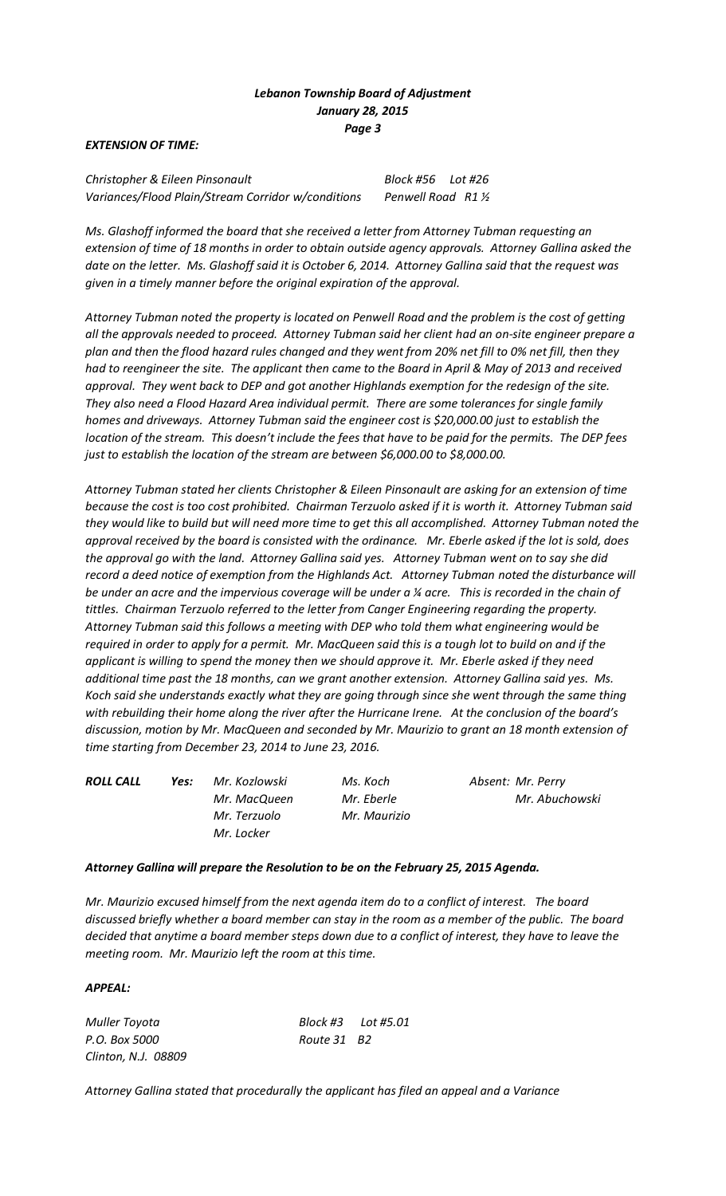*Lebanon Township Board of Adjustment*
*January 28, 2015*
*Page 3*

***EXTENSION OF TIME:***

| | |
|---|---|
| *Christopher & Eileen Pinsonault* | *Block #56 Lot #26* |
| *Variances/Flood Plain/Stream Corridor w/conditions* | *Penwell Road R1 ½* |

*Ms. Glashoff informed the board that she received a letter from Attorney Tubman requesting an extension of time of 18 months in order to obtain outside agency approvals. Attorney Gallina asked the date on the letter. Ms. Glashoff said it is October 6, 2014. Attorney Gallina said that the request was given in a timely manner before the original expiration of the approval.*

*Attorney Tubman noted the property is located on Penwell Road and the problem is the cost of getting all the approvals needed to proceed. Attorney Tubman said her client had an on-site engineer prepare a plan and then the flood hazard rules changed and they went from 20% net fill to 0% net fill, then they had to reengineer the site. The applicant then came to the Board in April & May of 2013 and received approval. They went back to DEP and got another Highlands exemption for the redesign of the site. They also need a Flood Hazard Area individual permit. There are some tolerances for single family homes and driveways. Attorney Tubman said the engineer cost is $20,000.00 just to establish the location of the stream. This doesn't include the fees that have to be paid for the permits. The DEP fees just to establish the location of the stream are between $6,000.00 to $8,000.00.*

*Attorney Tubman stated her clients Christopher & Eileen Pinsonault are asking for an extension of time because the cost is too cost prohibited. Chairman Terzuolo asked if it is worth it. Attorney Tubman said they would like to build but will need more time to get this all accomplished. Attorney Tubman noted the approval received by the board is consisted with the ordinance. Mr. Eberle asked if the lot is sold, does the approval go with the land. Attorney Gallina said yes. Attorney Tubman went on to say she did record a deed notice of exemption from the Highlands Act. Attorney Tubman noted the disturbance will be under an acre and the impervious coverage will be under a ¼ acre. This is recorded in the chain of tittles. Chairman Terzuolo referred to the letter from Canger Engineering regarding the property. Attorney Tubman said this follows a meeting with DEP who told them what engineering would be required in order to apply for a permit. Mr. MacQueen said this is a tough lot to build on and if the applicant is willing to spend the money then we should approve it. Mr. Eberle asked if they need additional time past the 18 months, can we grant another extension. Attorney Gallina said yes. Ms. Koch said she understands exactly what they are going through since she went through the same thing with rebuilding their home along the river after the Hurricane Irene. At the conclusion of the board's discussion, motion by Mr. MacQueen and seconded by Mr. Maurizio to grant an 18 month extension of time starting from December 23, 2014 to June 23, 2016.*

| ***ROLL CALL*** | ***Yes:*** | *Mr. Kozlowski* | *Ms. Koch* | *Absent: Mr. Perry* |
|---|---|---|---|---|
| | | *Mr. MacQueen* | *Mr. Eberle* | *Mr. Abuchowski* |
| | | *Mr. Terzuolo* | *Mr. Maurizio* | |
| | | *Mr. Locker* | | |

***Attorney Gallina will prepare the Resolution to be on the February 25, 2015 Agenda.***

*Mr. Maurizio excused himself from the next agenda item do to a conflict of interest. The board discussed briefly whether a board member can stay in the room as a member of the public. The board decided that anytime a board member steps down due to a conflict of interest, they have to leave the meeting room. Mr. Maurizio left the room at this time.*

***APPEAL:***

| | |
|---|---|
| *Muller Toyota* | *Block #3 Lot #5.01* |
| *P.O. Box 5000* | *Route 31 B2* |
| *Clinton, N.J. 08809* | |

*Attorney Gallina stated that procedurally the applicant has filed an appeal and a Variance*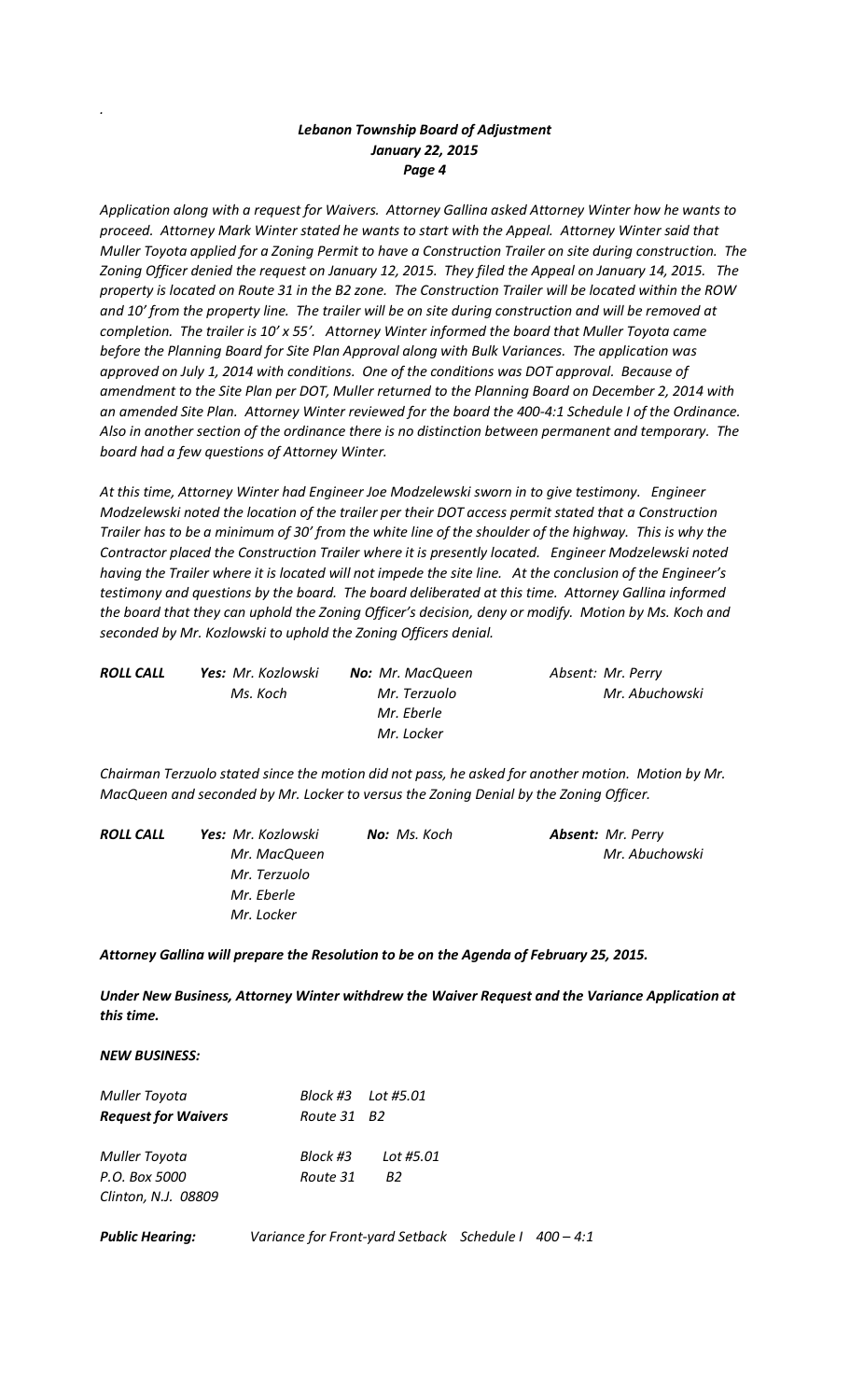Application along with a request for Waivers. Attorney Gallina asked Attorney Winter how he wants to proceed. Attorney Mark Winter stated he wants to start with the Appeal. Attorney Winter said that Muller Toyota applied for a Zoning Permit to have a Construction Trailer on site during construction. The Zoning Officer denied the request on January 12, 2015. They filed the Appeal on January 14, 2015. The property is located on Route 31 in the B2 zone. The Construction Trailer will be located within the ROW and 10' from the property line. The trailer will be on site during construction and will be removed at completion. The trailer is 10' x 55'. Attorney Winter informed the board that Muller Toyota came before the Planning Board for Site Plan Approval along with Bulk Variances. The application was approved on July 1, 2014 with conditions. One of the conditions was DOT approval. Because of amendment to the Site Plan per DOT, Muller returned to the Planning Board on December 2, 2014 with an amended Site Plan. Attorney Winter reviewed for the board the 400-4:1 Schedule I of the Ordinance. Also in another section of the ordinance there is no distinction between permanent and temporary. The board had a few questions of Attorney Winter.

At this time, Attorney Winter had Engineer Joe Modzelewski sworn in to give testimony. Engineer Modzelewski noted the location of the trailer per their DOT access permit stated that a Construction Trailer has to be a minimum of 30' from the white line of the shoulder of the highway. This is why the Contractor placed the Construction Trailer where it is presently located. Engineer Modzelewski noted having the Trailer where it is located will not impede the site line. At the conclusion of the Engineer's testimony and questions by the board. The board deliberated at this time. Attorney Gallina informed the board that they can uphold the Zoning Officer's decision, deny or modify. Motion by Ms. Koch and seconded by Mr. Kozlowski to uphold the Zoning Officers denial.

| ***ROLL CALL*** | ***Yes:*** *Mr. Kozlowski* | ***No:*** *Mr. MacQueen* | *Absent: Mr. Perry* |
|---|---|---|---|
| | *Ms. Koch* | *Mr. Terzuolo* | *Mr. Abuchowski* |
| | | *Mr. Eberle* | |
| | | *Mr. Locker* | |

Chairman Terzuolo stated since the motion did not pass, he asked for another motion. Motion by Mr. MacQueen and seconded by Mr. Locker to versus the Zoning Denial by the Zoning Officer.

| ***ROLL CALL*** | ***Yes:*** *Mr. Kozlowski* | ***No:*** *Ms. Koch* | ***Absent:*** *Mr. Perry* |
|---|---|---|---|
| | *Mr. MacQueen* | | *Mr. Abuchowski* |
| | *Mr. Terzuolo* | | |
| | *Mr. Eberle* | | |
| | *Mr. Locker* | | |

***Attorney Gallina will prepare the Resolution to be on the Agenda of February 25, 2015.***

***Under New Business, Attorney Winter withdrew the Waiver Request and the Variance Application at this time.***

***NEW BUSINESS:***

*Muller Toyota* — *Block #3* — *Lot #5.01*
***Request for Waivers*** — *Route 31* — *B2*

*Muller Toyota* — *Block #3* — *Lot #5.01*
*P.O. Box 5000* — *Route 31* — *B2*
*Clinton, N.J. 08809*

***Public Hearing:*** *Variance for Front-yard Setback Schedule I 400 – 4:1*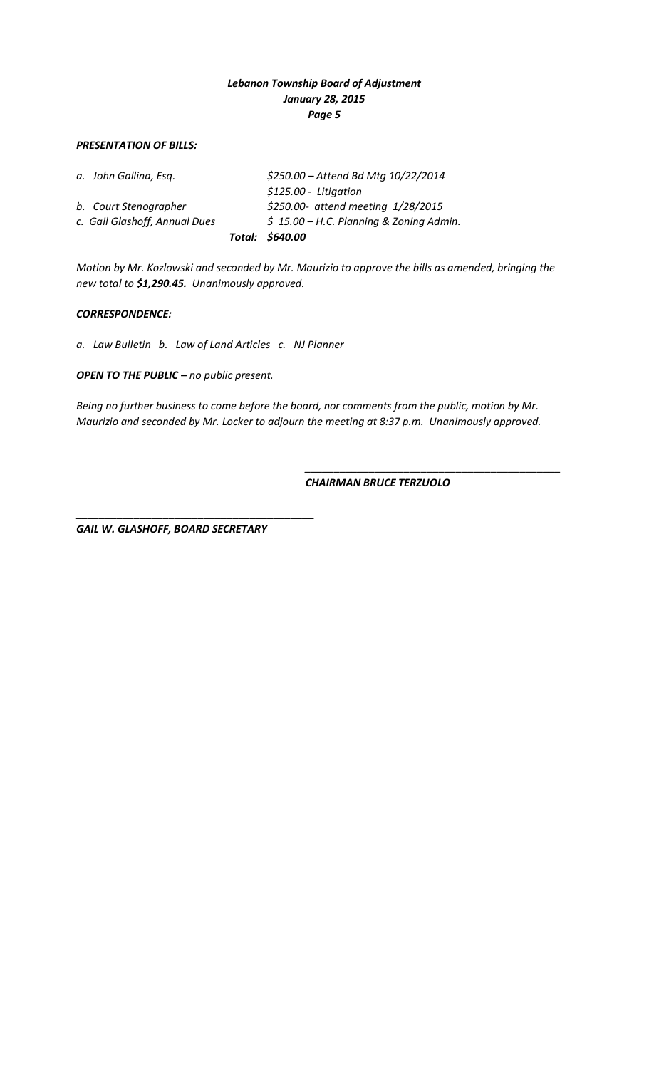*Lebanon Township Board of Adjustment*
*January 28, 2015*

***PRESENTATION OF BILLS:***

| | | |
|---|---|---|
| *a. John Gallina, Esq.* | | *$250.00 – Attend Bd Mtg 10/22/2014* |
| | | *$125.00 - Litigation* |
| *b. Court Stenographer* | | *$250.00- attend meeting 1/28/2015* |
| *c. Gail Glashoff, Annual Dues* | | *$ 15.00 – H.C. Planning & Zoning Admin.* |
| | ***Total:*** | ***$640.00*** |

*Motion by Mr. Kozlowski and seconded by Mr. Maurizio to approve the bills as amended, bringing the new total to **$1,290.45.** Unanimously approved.*

***CORRESPONDENCE:***

*a. Law Bulletin b. Law of Land Articles c. NJ Planner*

***OPEN TO THE PUBLIC –*** *no public present.*

*Being no further business to come before the board, nor comments from the public, motion by Mr. Maurizio and seconded by Mr. Locker to adjourn the meeting at 8:37 p.m. Unanimously approved.*

_____________________________________________

***CHAIRMAN BRUCE TERZUOLO***

_________________________________________

***GAIL W. GLASHOFF, BOARD SECRETARY***